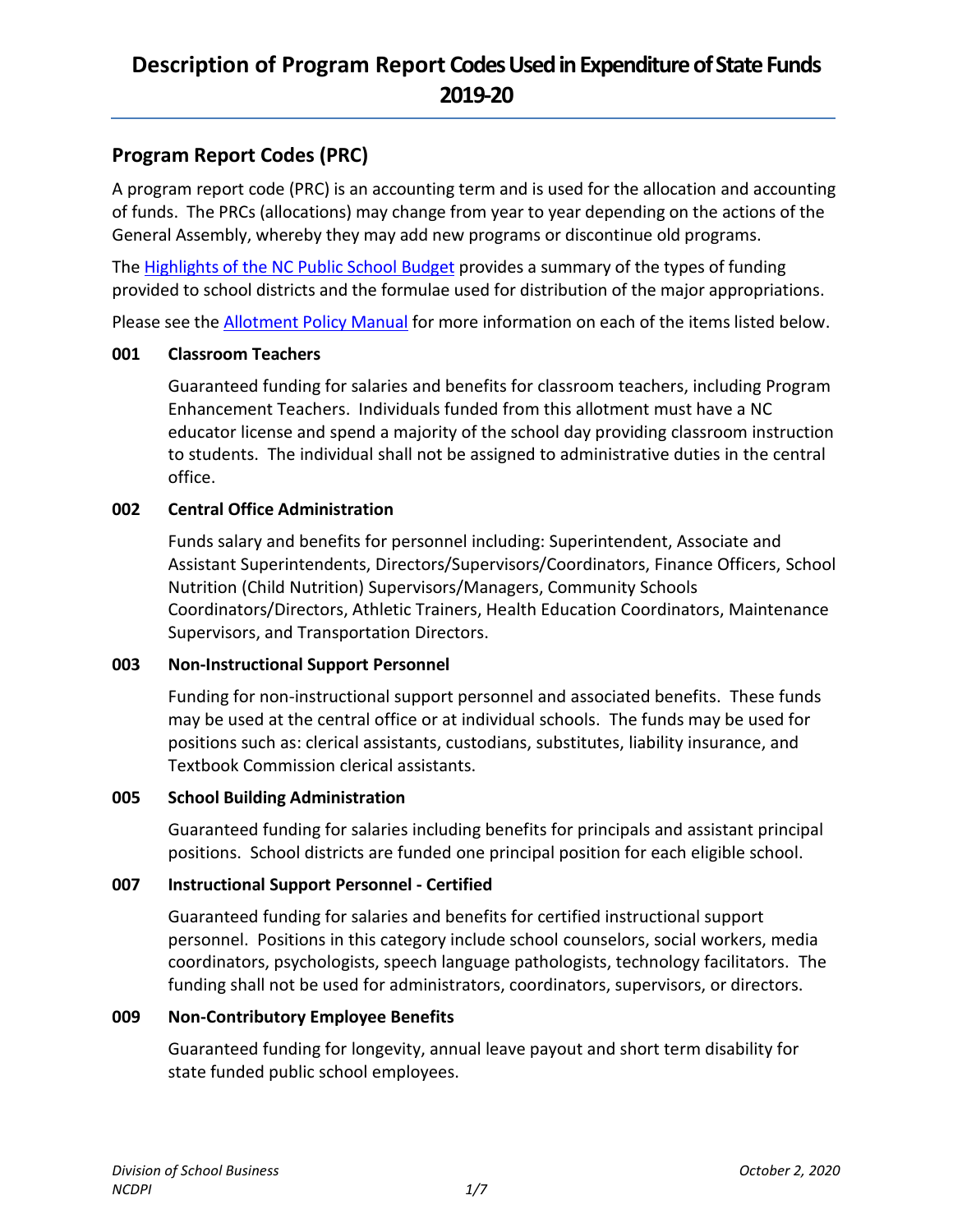# Description of Program Report Codes Used in Expenditure of State Funds 2019-20

## Program Report Codes (PRC)

A program report code (PRC) is an accounting term and is used for the allocation and accounting of funds. The PRCs (allocations) may change from year to year depending on the actions of the General Assembly, whereby they may add new programs or discontinue old programs.

The Highlights of the NC Public School Budget provides a summary of the types of funding provided to school districts and the formulae used for distribution of the major appropriations.

Please see the Allotment Policy Manual for more information on each of the items listed below.

**001 Classroom Teachers**

Guaranteed funding for salaries and benefits for classroom teachers, including Program Enhancement Teachers. Individuals funded from this allotment must have a NC educator license and spend a majority of the school day providing classroom instruction to students. The individual shall not be assigned to administrative duties in the central office.

**002 Central Office Administration**

Funds salary and benefits for personnel including: Superintendent, Associate and Assistant Superintendents, Directors/Supervisors/Coordinators, Finance Officers, School Nutrition (Child Nutrition) Supervisors/Managers, Community Schools Coordinators/Directors, Athletic Trainers, Health Education Coordinators, Maintenance Supervisors, and Transportation Directors.

**003 Non-Instructional Support Personnel**

Funding for non-instructional support personnel and associated benefits. These funds may be used at the central office or at individual schools. The funds may be used for positions such as: clerical assistants, custodians, substitutes, liability insurance, and Textbook Commission clerical assistants.

**005 School Building Administration**

Guaranteed funding for salaries including benefits for principals and assistant principal positions. School districts are funded one principal position for each eligible school.

**007 Instructional Support Personnel - Certified**

Guaranteed funding for salaries and benefits for certified instructional support personnel. Positions in this category include school counselors, social workers, media coordinators, psychologists, speech language pathologists, technology facilitators. The funding shall not be used for administrators, coordinators, supervisors, or directors.

**009 Non-Contributory Employee Benefits**

Guaranteed funding for longevity, annual leave payout and short term disability for state funded public school employees.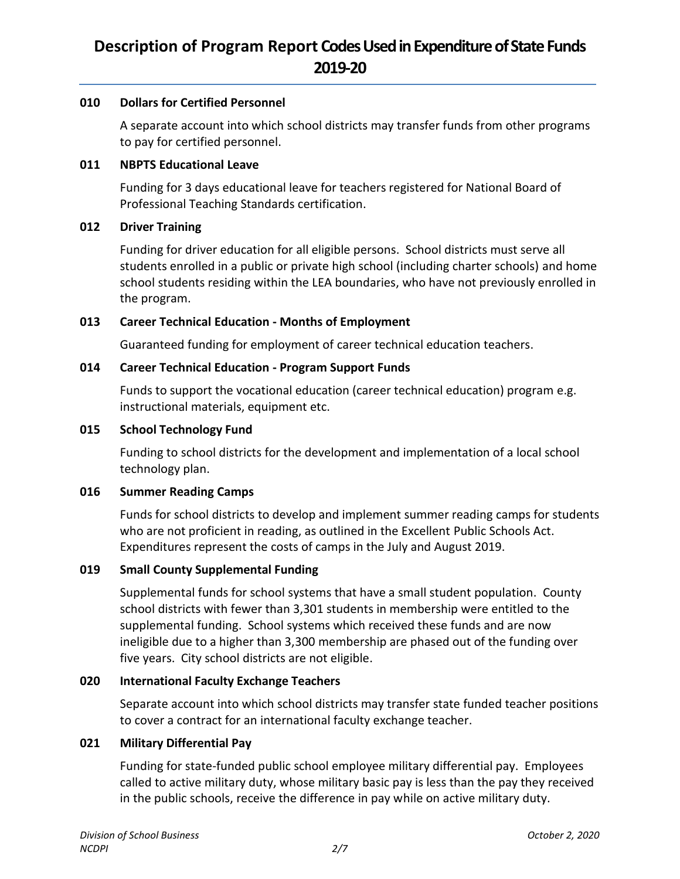# Description of Program Report Codes Used in Expenditure of State Funds 2019-20

**010 Dollars for Certified Personnel**

A separate account into which school districts may transfer funds from other programs to pay for certified personnel.

**011 NBPTS Educational Leave**

Funding for 3 days educational leave for teachers registered for National Board of Professional Teaching Standards certification.

**012 Driver Training**

Funding for driver education for all eligible persons. School districts must serve all students enrolled in a public or private high school (including charter schools) and home school students residing within the LEA boundaries, who have not previously enrolled in the program.

**013 Career Technical Education - Months of Employment**

Guaranteed funding for employment of career technical education teachers.

**014 Career Technical Education - Program Support Funds**

Funds to support the vocational education (career technical education) program e.g. instructional materials, equipment etc.

**015 School Technology Fund**

Funding to school districts for the development and implementation of a local school technology plan.

**016 Summer Reading Camps**

Funds for school districts to develop and implement summer reading camps for students who are not proficient in reading, as outlined in the Excellent Public Schools Act. Expenditures represent the costs of camps in the July and August 2019.

**019 Small County Supplemental Funding**

Supplemental funds for school systems that have a small student population. County school districts with fewer than 3,301 students in membership were entitled to the supplemental funding. School systems which received these funds and are now ineligible due to a higher than 3,300 membership are phased out of the funding over five years. City school districts are not eligible.

**020 International Faculty Exchange Teachers**

Separate account into which school districts may transfer state funded teacher positions to cover a contract for an international faculty exchange teacher.

**021 Military Differential Pay**

Funding for state-funded public school employee military differential pay. Employees called to active military duty, whose military basic pay is less than the pay they received in the public schools, receive the difference in pay while on active military duty.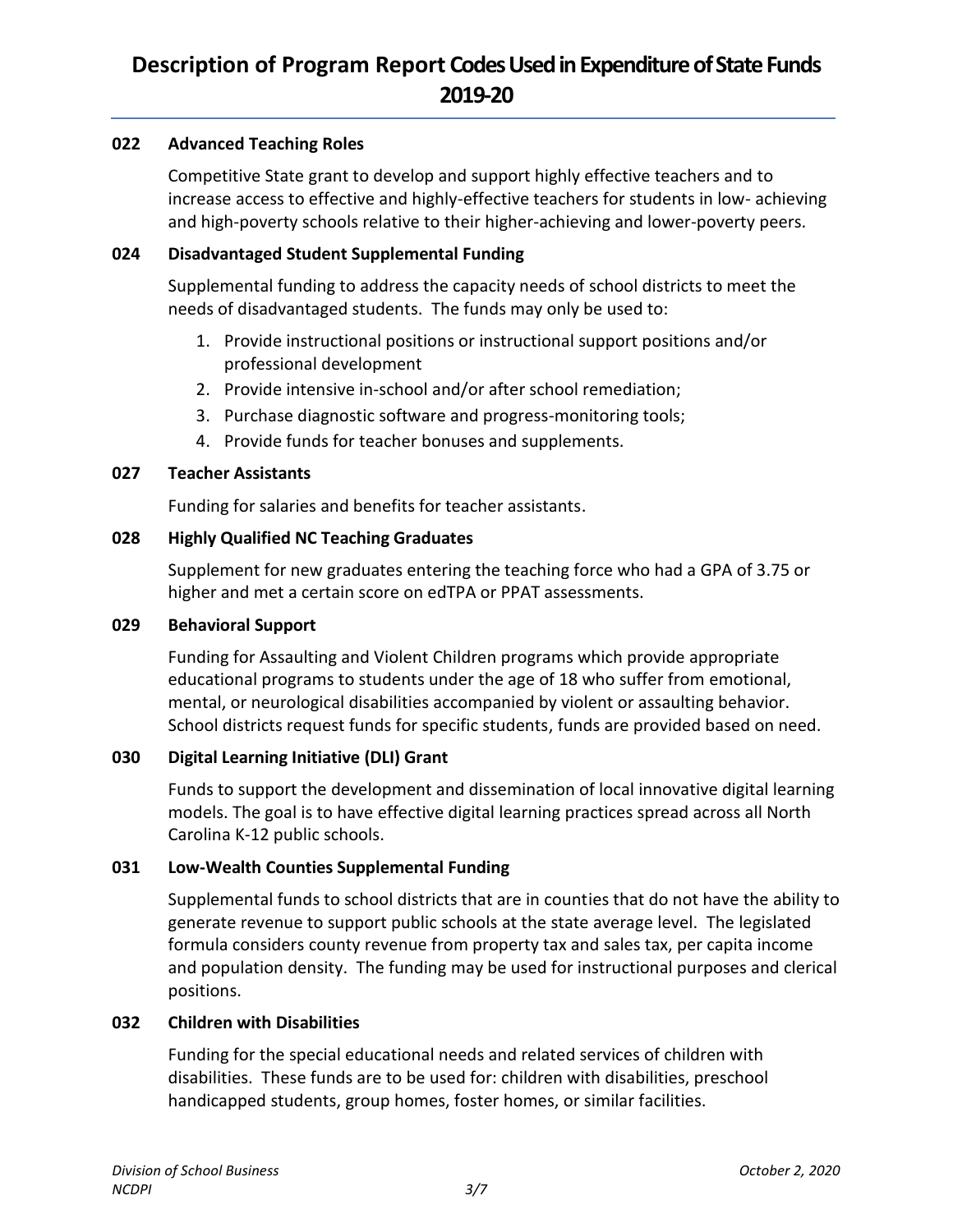# Description of Program Report Codes Used in Expenditure of State Funds 2019-20

**022 Advanced Teaching Roles**

Competitive State grant to develop and support highly effective teachers and to increase access to effective and highly-effective teachers for students in low- achieving and high-poverty schools relative to their higher-achieving and lower-poverty peers.

**024 Disadvantaged Student Supplemental Funding**

Supplemental funding to address the capacity needs of school districts to meet the needs of disadvantaged students. The funds may only be used to:

1. Provide instructional positions or instructional support positions and/or professional development
2. Provide intensive in-school and/or after school remediation;
3. Purchase diagnostic software and progress-monitoring tools;
4. Provide funds for teacher bonuses and supplements.

**027 Teacher Assistants**

Funding for salaries and benefits for teacher assistants.

**028 Highly Qualified NC Teaching Graduates**

Supplement for new graduates entering the teaching force who had a GPA of 3.75 or higher and met a certain score on edTPA or PPAT assessments.

**029 Behavioral Support**

Funding for Assaulting and Violent Children programs which provide appropriate educational programs to students under the age of 18 who suffer from emotional, mental, or neurological disabilities accompanied by violent or assaulting behavior. School districts request funds for specific students, funds are provided based on need.

**030 Digital Learning Initiative (DLI) Grant**

Funds to support the development and dissemination of local innovative digital learning models. The goal is to have effective digital learning practices spread across all North Carolina K-12 public schools.

**031 Low-Wealth Counties Supplemental Funding**

Supplemental funds to school districts that are in counties that do not have the ability to generate revenue to support public schools at the state average level. The legislated formula considers county revenue from property tax and sales tax, per capita income and population density. The funding may be used for instructional purposes and clerical positions.

**032 Children with Disabilities**

Funding for the special educational needs and related services of children with disabilities. These funds are to be used for: children with disabilities, preschool handicapped students, group homes, foster homes, or similar facilities.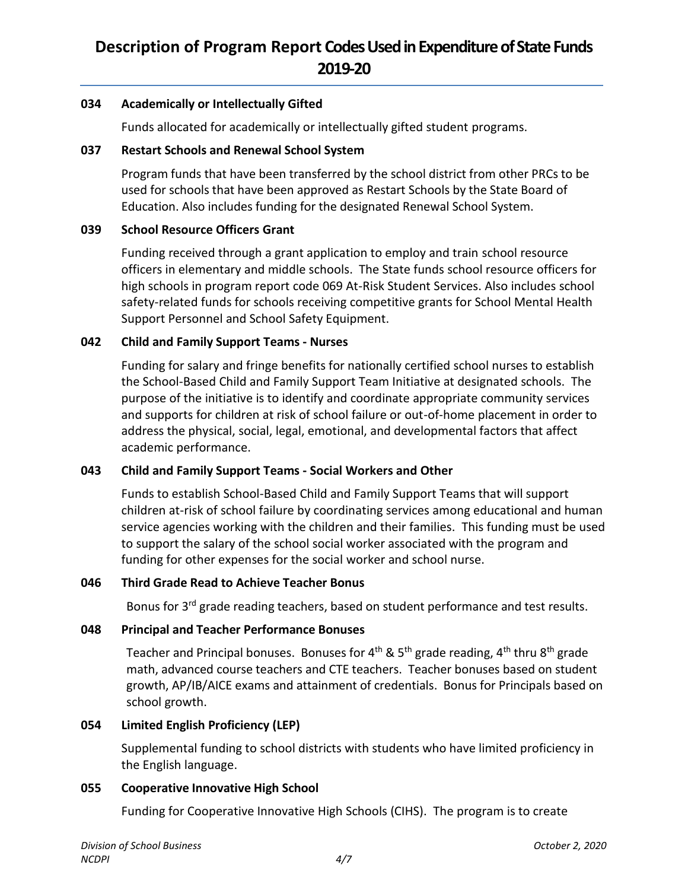# Description of Program Report Codes Used in Expenditure of State Funds 2019-20

**034 Academically or Intellectually Gifted**

Funds allocated for academically or intellectually gifted student programs.

**037 Restart Schools and Renewal School System**

Program funds that have been transferred by the school district from other PRCs to be used for schools that have been approved as Restart Schools by the State Board of Education. Also includes funding for the designated Renewal School System.

**039 School Resource Officers Grant**

Funding received through a grant application to employ and train school resource officers in elementary and middle schools. The State funds school resource officers for high schools in program report code 069 At-Risk Student Services. Also includes school safety-related funds for schools receiving competitive grants for School Mental Health Support Personnel and School Safety Equipment.

**042 Child and Family Support Teams - Nurses**

Funding for salary and fringe benefits for nationally certified school nurses to establish the School-Based Child and Family Support Team Initiative at designated schools. The purpose of the initiative is to identify and coordinate appropriate community services and supports for children at risk of school failure or out-of-home placement in order to address the physical, social, legal, emotional, and developmental factors that affect academic performance.

**043 Child and Family Support Teams - Social Workers and Other**

Funds to establish School-Based Child and Family Support Teams that will support children at-risk of school failure by coordinating services among educational and human service agencies working with the children and their families. This funding must be used to support the salary of the school social worker associated with the program and funding for other expenses for the social worker and school nurse.

**046 Third Grade Read to Achieve Teacher Bonus**

Bonus for 3rd grade reading teachers, based on student performance and test results.

**048 Principal and Teacher Performance Bonuses**

Teacher and Principal bonuses. Bonuses for 4th & 5th grade reading, 4th thru 8th grade math, advanced course teachers and CTE teachers. Teacher bonuses based on student growth, AP/IB/AICE exams and attainment of credentials. Bonus for Principals based on school growth.

**054 Limited English Proficiency (LEP)**

Supplemental funding to school districts with students who have limited proficiency in the English language.

**055 Cooperative Innovative High School**

Funding for Cooperative Innovative High Schools (CIHS). The program is to create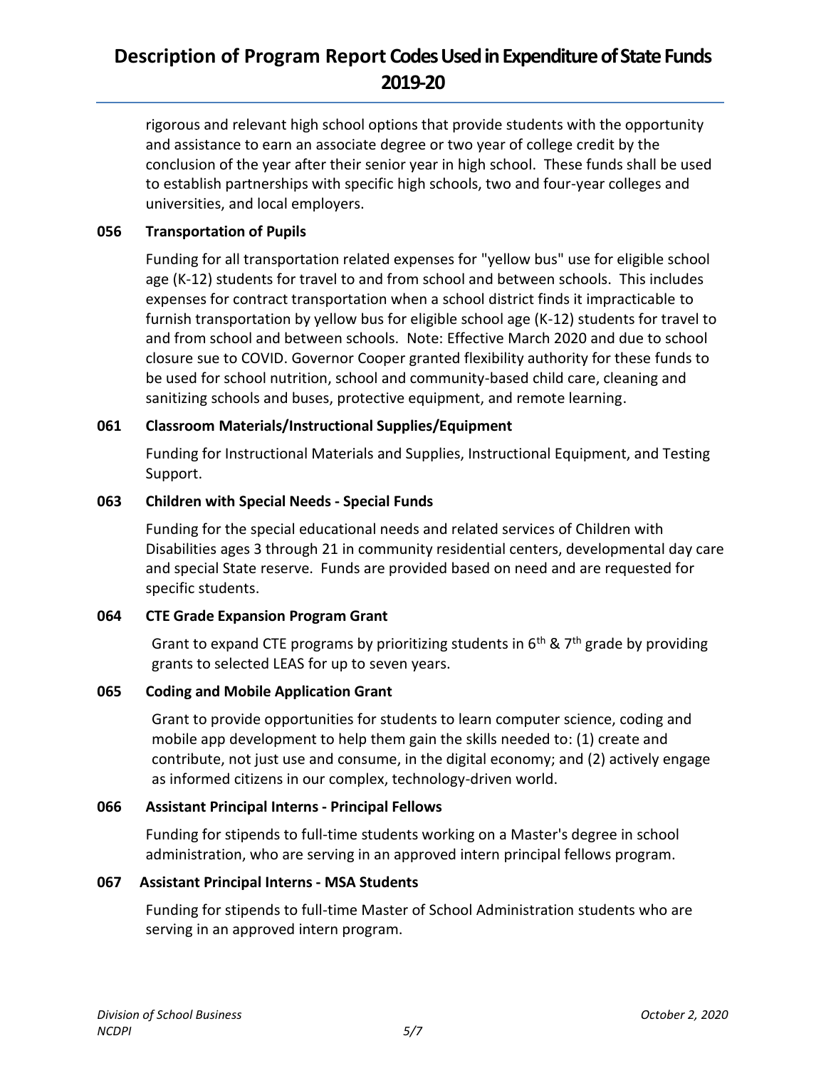rigorous and relevant high school options that provide students with the opportunity and assistance to earn an associate degree or two year of college credit by the conclusion of the year after their senior year in high school. These funds shall be used to establish partnerships with specific high schools, two and four-year colleges and universities, and local employers.

**056 Transportation of Pupils**

Funding for all transportation related expenses for "yellow bus" use for eligible school age (K-12) students for travel to and from school and between schools. This includes expenses for contract transportation when a school district finds it impracticable to furnish transportation by yellow bus for eligible school age (K-12) students for travel to and from school and between schools. Note: Effective March 2020 and due to school closure sue to COVID. Governor Cooper granted flexibility authority for these funds to be used for school nutrition, school and community-based child care, cleaning and sanitizing schools and buses, protective equipment, and remote learning.

**061 Classroom Materials/Instructional Supplies/Equipment**

Funding for Instructional Materials and Supplies, Instructional Equipment, and Testing Support.

**063 Children with Special Needs - Special Funds**

Funding for the special educational needs and related services of Children with Disabilities ages 3 through 21 in community residential centers, developmental day care and special State reserve. Funds are provided based on need and are requested for specific students.

**064 CTE Grade Expansion Program Grant**

Grant to expand CTE programs by prioritizing students in 6th & 7th grade by providing grants to selected LEAS for up to seven years.

**065 Coding and Mobile Application Grant**

Grant to provide opportunities for students to learn computer science, coding and mobile app development to help them gain the skills needed to: (1) create and contribute, not just use and consume, in the digital economy; and (2) actively engage as informed citizens in our complex, technology-driven world.

**066 Assistant Principal Interns - Principal Fellows**

Funding for stipends to full-time students working on a Master's degree in school administration, who are serving in an approved intern principal fellows program.

**067 Assistant Principal Interns - MSA Students**

Funding for stipends to full-time Master of School Administration students who are serving in an approved intern program.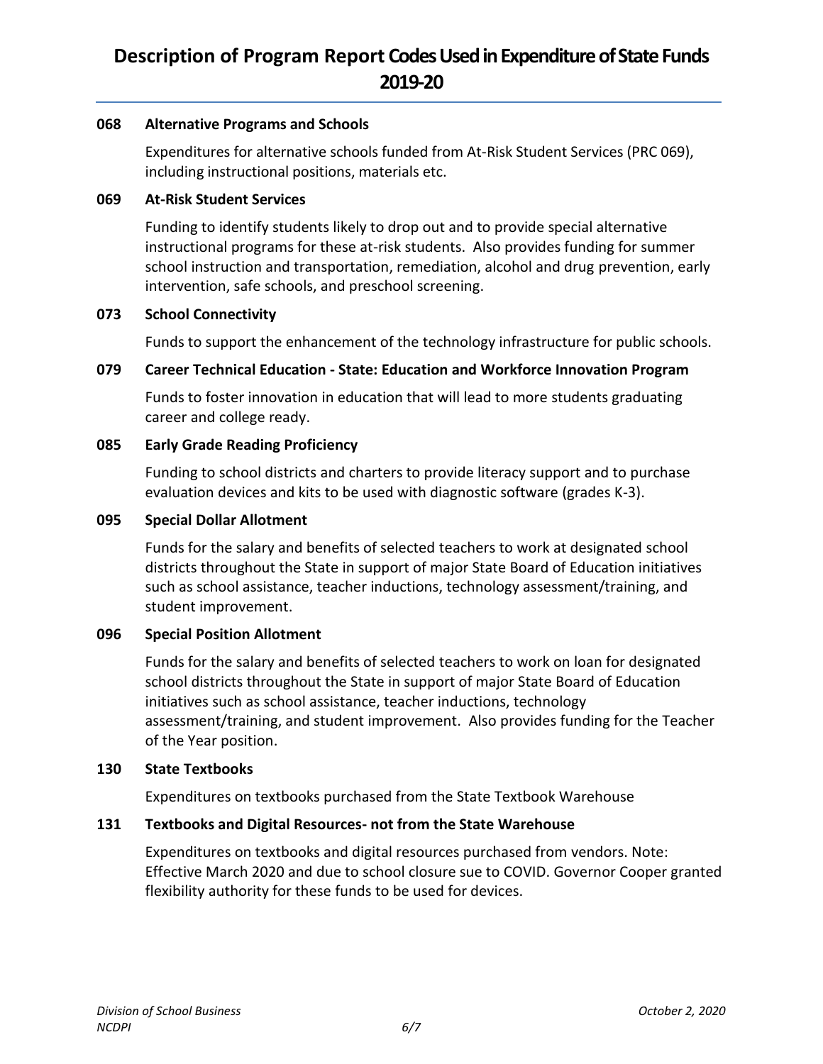# Description of Program Report Codes Used in Expenditure of State Funds 2019-20

**068 Alternative Programs and Schools**

Expenditures for alternative schools funded from At-Risk Student Services (PRC 069), including instructional positions, materials etc.

**069 At-Risk Student Services**

Funding to identify students likely to drop out and to provide special alternative instructional programs for these at-risk students. Also provides funding for summer school instruction and transportation, remediation, alcohol and drug prevention, early intervention, safe schools, and preschool screening.

**073 School Connectivity**

Funds to support the enhancement of the technology infrastructure for public schools.

**079 Career Technical Education - State: Education and Workforce Innovation Program**

Funds to foster innovation in education that will lead to more students graduating career and college ready.

**085 Early Grade Reading Proficiency**

Funding to school districts and charters to provide literacy support and to purchase evaluation devices and kits to be used with diagnostic software (grades K-3).

**095 Special Dollar Allotment**

Funds for the salary and benefits of selected teachers to work at designated school districts throughout the State in support of major State Board of Education initiatives such as school assistance, teacher inductions, technology assessment/training, and student improvement.

**096 Special Position Allotment**

Funds for the salary and benefits of selected teachers to work on loan for designated school districts throughout the State in support of major State Board of Education initiatives such as school assistance, teacher inductions, technology assessment/training, and student improvement. Also provides funding for the Teacher of the Year position.

**130 State Textbooks**

Expenditures on textbooks purchased from the State Textbook Warehouse

**131 Textbooks and Digital Resources- not from the State Warehouse**

Expenditures on textbooks and digital resources purchased from vendors. Note: Effective March 2020 and due to school closure sue to COVID. Governor Cooper granted flexibility authority for these funds to be used for devices.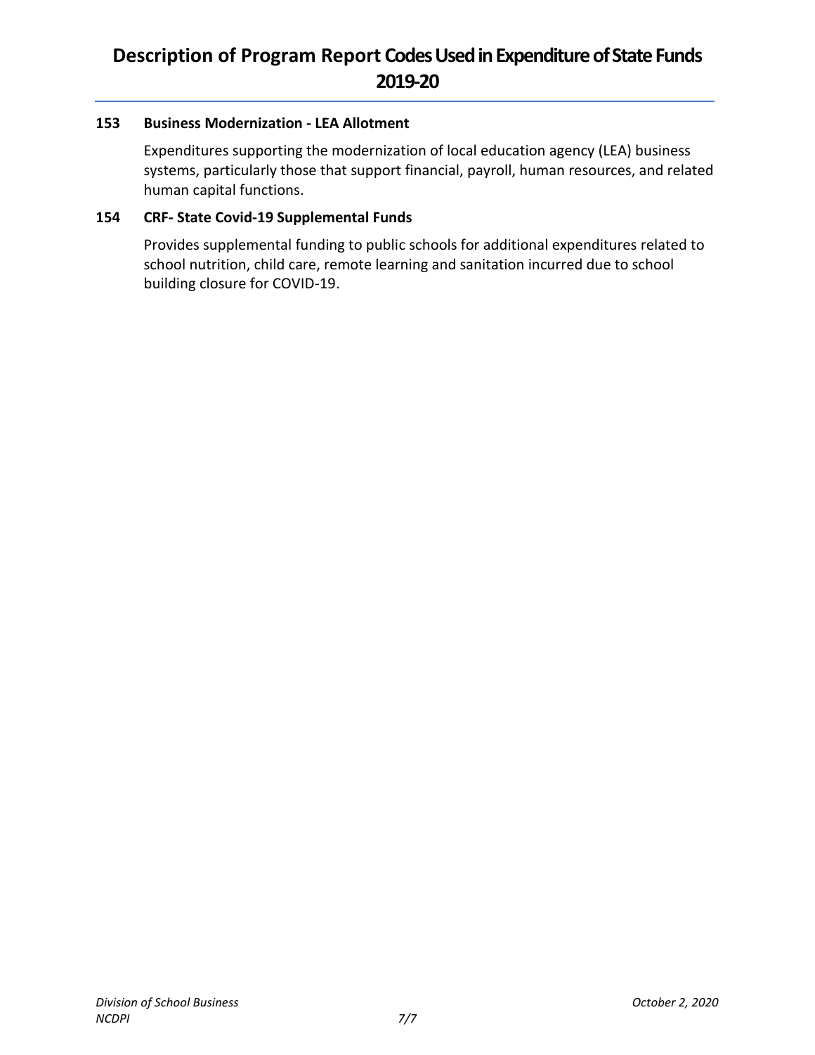**153 Business Modernization - LEA Allotment**

Expenditures supporting the modernization of local education agency (LEA) business systems, particularly those that support financial, payroll, human resources, and related human capital functions.

**154 CRF- State Covid-19 Supplemental Funds**

Provides supplemental funding to public schools for additional expenditures related to school nutrition, child care, remote learning and sanitation incurred due to school building closure for COVID-19.